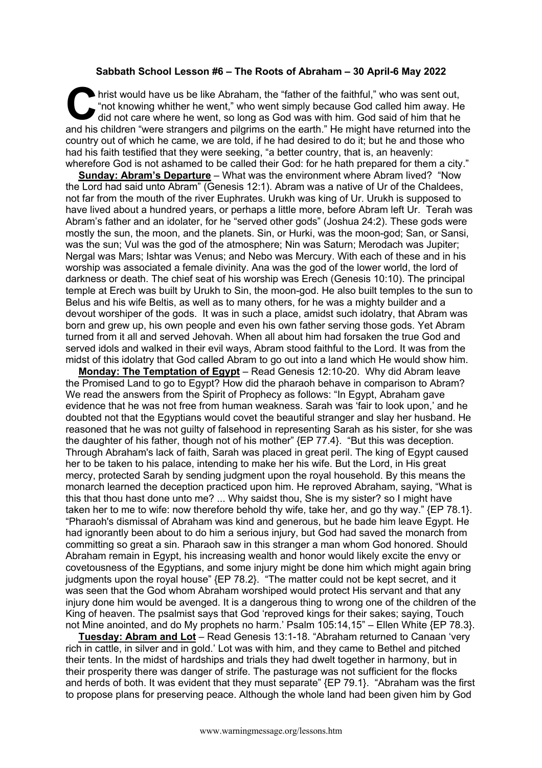**Sabbath School Lesson #6 – The Roots of Abraham – 30 April-6 May 2022**

Christ would have us be like Abraham, the "father of the faithful," who was sent out, "not knowing whither he went," who went simply because God called him away. He did not care where he went, so long as God was with him. God said of him that he and his children "were strangers and pilgrims on the earth." He might have returned into the country out of which he came, we are told, if he had desired to do it; but he and those who had his faith testified that they were seeking, "a better country, that is, an heavenly: wherefore God is not ashamed to be called their God: for he hath prepared for them a city."

**Sunday: Abram's Departure** – What was the environment where Abram lived? "Now the Lord had said unto Abram" (Genesis 12:1). Abram was a native of Ur of the Chaldees, not far from the mouth of the river Euphrates. Urukh was king of Ur. Urukh is supposed to have lived about a hundred years, or perhaps a little more, before Abram left Ur. Terah was Abram's father and an idolater, for he "served other gods" (Joshua 24:2). These gods were mostly the sun, the moon, and the planets. Sin, or Hurki, was the moon-god; San, or Sansi, was the sun; Vul was the god of the atmosphere; Nin was Saturn; Merodach was Jupiter; Nergal was Mars; Ishtar was Venus; and Nebo was Mercury. With each of these and in his worship was associated a female divinity. Ana was the god of the lower world, the lord of darkness or death. The chief seat of his worship was Erech (Genesis 10:10). The principal temple at Erech was built by Urukh to Sin, the moon-god. He also built temples to the sun to Belus and his wife Beltis, as well as to many others, for he was a mighty builder and a devout worshiper of the gods. It was in such a place, amidst such idolatry, that Abram was born and grew up, his own people and even his own father serving those gods. Yet Abram turned from it all and served Jehovah. When all about him had forsaken the true God and served idols and walked in their evil ways, Abram stood faithful to the Lord. It was from the midst of this idolatry that God called Abram to go out into a land which He would show him.

**Monday: The Temptation of Egypt** – Read Genesis 12:10-20. Why did Abram leave the Promised Land to go to Egypt? How did the pharaoh behave in comparison to Abram? We read the answers from the Spirit of Prophecy as follows: "In Egypt, Abraham gave evidence that he was not free from human weakness. Sarah was 'fair to look upon,' and he doubted not that the Egyptians would covet the beautiful stranger and slay her husband. He reasoned that he was not guilty of falsehood in representing Sarah as his sister, for she was the daughter of his father, though not of his mother" {EP 77.4}. "But this was deception. Through Abraham's lack of faith, Sarah was placed in great peril. The king of Egypt caused her to be taken to his palace, intending to make her his wife. But the Lord, in His great mercy, protected Sarah by sending judgment upon the royal household. By this means the monarch learned the deception practiced upon him. He reproved Abraham, saying, "What is this that thou hast done unto me? ... Why saidst thou, She is my sister? so I might have taken her to me to wife: now therefore behold thy wife, take her, and go thy way." {EP 78.1}. "Pharaoh's dismissal of Abraham was kind and generous, but he bade him leave Egypt. He had ignorantly been about to do him a serious injury, but God had saved the monarch from committing so great a sin. Pharaoh saw in this stranger a man whom God honored. Should Abraham remain in Egypt, his increasing wealth and honor would likely excite the envy or covetousness of the Egyptians, and some injury might be done him which might again bring judgments upon the royal house" {EP 78.2}. "The matter could not be kept secret, and it was seen that the God whom Abraham worshiped would protect His servant and that any injury done him would be avenged. It is a dangerous thing to wrong one of the children of the King of heaven. The psalmist says that God 'reproved kings for their sakes; saying, Touch not Mine anointed, and do My prophets no harm.' Psalm 105:14,15" – Ellen White {EP 78.3}.

**Tuesday: Abram and Lot** – Read Genesis 13:1-18. "Abraham returned to Canaan 'very rich in cattle, in silver and in gold.' Lot was with him, and they came to Bethel and pitched their tents. In the midst of hardships and trials they had dwelt together in harmony, but in their prosperity there was danger of strife. The pasturage was not sufficient for the flocks and herds of both. It was evident that they must separate" {EP 79.1}. "Abraham was the first to propose plans for preserving peace. Although the whole land had been given him by God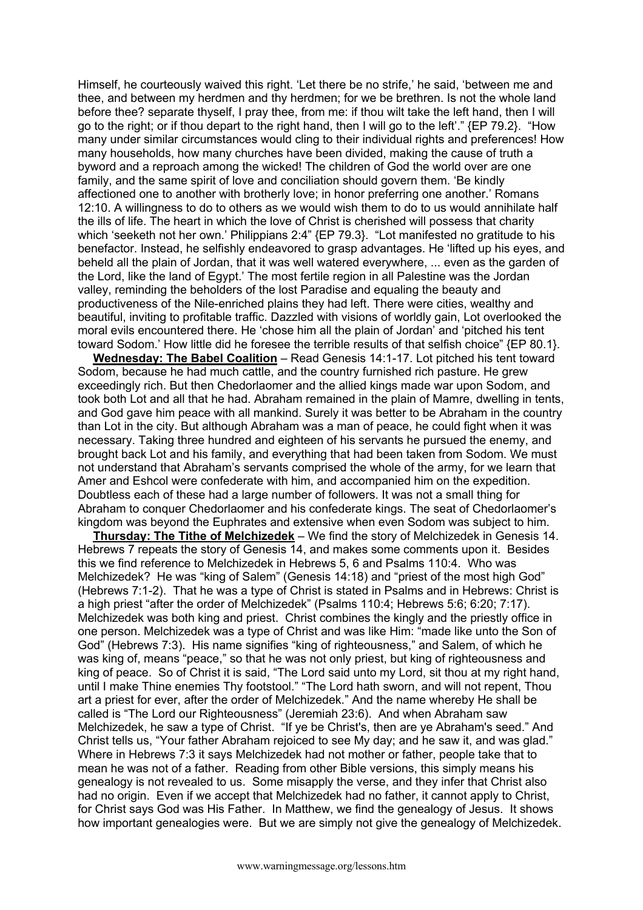Himself, he courteously waived this right. 'Let there be no strife,' he said, 'between me and thee, and between my herdmen and thy herdmen; for we be brethren. Is not the whole land before thee? separate thyself, I pray thee, from me: if thou wilt take the left hand, then I will go to the right; or if thou depart to the right hand, then I will go to the left'." {EP 79.2}. "How many under similar circumstances would cling to their individual rights and preferences! How many households, how many churches have been divided, making the cause of truth a byword and a reproach among the wicked! The children of God the world over are one family, and the same spirit of love and conciliation should govern them. 'Be kindly affectioned one to another with brotherly love; in honor preferring one another.' Romans 12:10. A willingness to do to others as we would wish them to do to us would annihilate half the ills of life. The heart in which the love of Christ is cherished will possess that charity which 'seeketh not her own.' Philippians 2:4" {EP 79.3}. "Lot manifested no gratitude to his benefactor. Instead, he selfishly endeavored to grasp advantages. He 'lifted up his eyes, and beheld all the plain of Jordan, that it was well watered everywhere, ... even as the garden of the Lord, like the land of Egypt.' The most fertile region in all Palestine was the Jordan valley, reminding the beholders of the lost Paradise and equaling the beauty and productiveness of the Nile-enriched plains they had left. There were cities, wealthy and beautiful, inviting to profitable traffic. Dazzled with visions of worldly gain, Lot overlooked the moral evils encountered there. He 'chose him all the plain of Jordan' and 'pitched his tent toward Sodom.' How little did he foresee the terrible results of that selfish choice" {EP 80.1}.

**Wednesday: The Babel Coalition** – Read Genesis 14:1-17. Lot pitched his tent toward Sodom, because he had much cattle, and the country furnished rich pasture. He grew exceedingly rich. But then Chedorlaomer and the allied kings made war upon Sodom, and took both Lot and all that he had. Abraham remained in the plain of Mamre, dwelling in tents, and God gave him peace with all mankind. Surely it was better to be Abraham in the country than Lot in the city. But although Abraham was a man of peace, he could fight when it was necessary. Taking three hundred and eighteen of his servants he pursued the enemy, and brought back Lot and his family, and everything that had been taken from Sodom. We must not understand that Abraham's servants comprised the whole of the army, for we learn that Amer and Eshcol were confederate with him, and accompanied him on the expedition. Doubtless each of these had a large number of followers. It was not a small thing for Abraham to conquer Chedorlaomer and his confederate kings. The seat of Chedorlaomer's kingdom was beyond the Euphrates and extensive when even Sodom was subject to him.

**Thursday: The Tithe of Melchizedek** – We find the story of Melchizedek in Genesis 14. Hebrews 7 repeats the story of Genesis 14, and makes some comments upon it. Besides this we find reference to Melchizedek in Hebrews 5, 6 and Psalms 110:4. Who was Melchizedek? He was "king of Salem" (Genesis 14:18) and "priest of the most high God" (Hebrews 7:1-2). That he was a type of Christ is stated in Psalms and in Hebrews: Christ is a high priest "after the order of Melchizedek" (Psalms 110:4; Hebrews 5:6; 6:20; 7:17). Melchizedek was both king and priest. Christ combines the kingly and the priestly office in one person. Melchizedek was a type of Christ and was like Him: "made like unto the Son of God" (Hebrews 7:3). His name signifies "king of righteousness," and Salem, of which he was king of, means "peace," so that he was not only priest, but king of righteousness and king of peace. So of Christ it is said, "The Lord said unto my Lord, sit thou at my right hand, until I make Thine enemies Thy footstool." "The Lord hath sworn, and will not repent, Thou art a priest for ever, after the order of Melchizedek." And the name whereby He shall be called is "The Lord our Righteousness" (Jeremiah 23:6). And when Abraham saw Melchizedek, he saw a type of Christ. "If ye be Christ's, then are ye Abraham's seed." And Christ tells us, "Your father Abraham rejoiced to see My day; and he saw it, and was glad." Where in Hebrews 7:3 it says Melchizedek had not mother or father, people take that to mean he was not of a father. Reading from other Bible versions, this simply means his genealogy is not revealed to us. Some misapply the verse, and they infer that Christ also had no origin. Even if we accept that Melchizedek had no father, it cannot apply to Christ, for Christ says God was His Father. In Matthew, we find the genealogy of Jesus. It shows how important genealogies were. But we are simply not give the genealogy of Melchizedek.